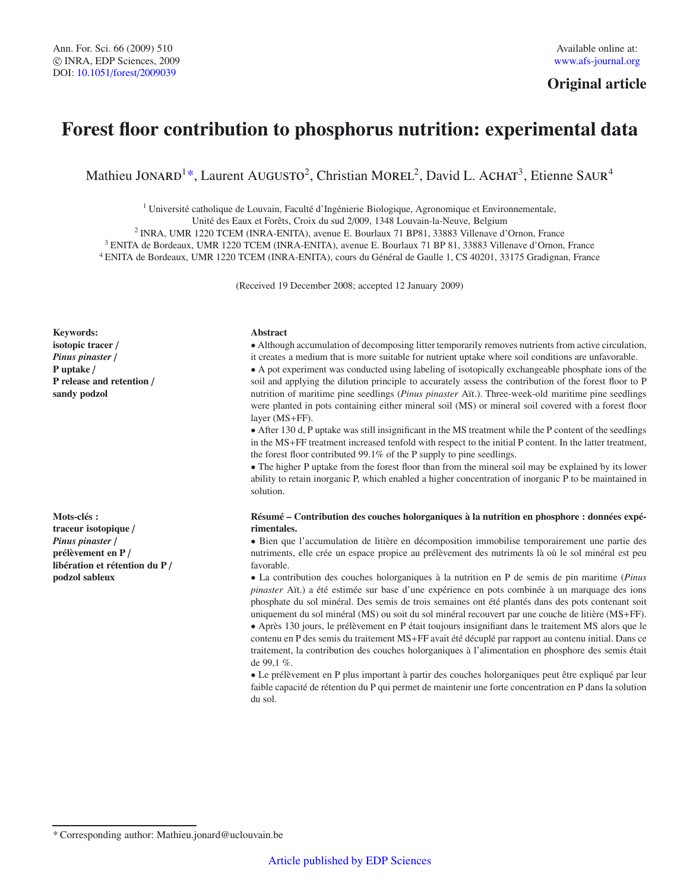Original article

# Forest floor contribution to phosphorus nutrition: experimental data

Mathieu Jonard[1*], Laurent Augusto[2], Christian Morel[2], David L. Achat[3], Etienne Saur[4]

[1] Université catholique de Louvain, Faculté d'Ingénierie Biologique, Agronomique et Environnementale, Unité des Eaux et Forêts, Croix du sud 2/009, 1348 Louvain-la-Neuve, Belgium

[2] INRA, UMR 1220 TCEM (INRA-ENITA), avenue E. Bourlaux 71 BP81, 33883 Villenave d'Ornon, France

[3] ENITA de Bordeaux, UMR 1220 TCEM (INRA-ENITA), avenue E. Bourlaux 71 BP 81, 33883 Villenave d'Ornon, France

[4] ENITA de Bordeaux, UMR 1220 TCEM (INRA-ENITA), cours du Général de Gaulle 1, CS 40201, 33175 Gradignan, France

(Received 19 December 2008; accepted 12 January 2009)

**Keywords:**
**isotopic tracer /**
***Pinus pinaster* /**
**P uptake /**
**P release and retention /**
**sandy podzol**

**Abstract**

- Although accumulation of decomposing litter temporarily removes nutrients from active circulation, it creates a medium that is more suitable for nutrient uptake where soil conditions are unfavorable.
- A pot experiment was conducted using labeling of isotopically exchangeable phosphate ions of the soil and applying the dilution principle to accurately assess the contribution of the forest floor to P nutrition of maritime pine seedlings (*Pinus pinaster* Aït.). Three-week-old maritime pine seedlings were planted in pots containing either mineral soil (MS) or mineral soil covered with a forest floor layer (MS+FF).
- After 130 d, P uptake was still insignificant in the MS treatment while the P content of the seedlings in the MS+FF treatment increased tenfold with respect to the initial P content. In the latter treatment, the forest floor contributed 99.1% of the P supply to pine seedlings.
- The higher P uptake from the forest floor than from the mineral soil may be explained by its lower ability to retain inorganic P, which enabled a higher concentration of inorganic P to be maintained in solution.

**Mots-clés :**
**traceur isotopique /**
***Pinus pinaster* /**
**prélèvement en P /**
**libération et rétention du P /**
**podzol sableux**

**Résumé – Contribution des couches holorganiques à la nutrition en phosphore : données expérimentales.**

- Bien que l'accumulation de litière en décomposition immobilise temporairement une partie des nutriments, elle crée un espace propice au prélèvement des nutriments là où le sol minéral est peu favorable.
- La contribution des couches holorganiques à la nutrition en P de semis de pin maritime (*Pinus pinaster* Aït.) a été estimée sur base d'une expérience en pots combinée à un marquage des ions phosphate du sol minéral. Des semis de trois semaines ont été plantés dans des pots contenant soit uniquement du sol minéral (MS) ou soit du sol minéral recouvert par une couche de litière (MS+FF).
- Après 130 jours, le prélèvement en P était toujours insignifiant dans le traitement MS alors que le contenu en P des semis du traitement MS+FF avait été décuplé par rapport au contenu initial. Dans ce traitement, la contribution des couches holorganiques à l'alimentation en phosphore des semis était de 99,1 %.
- Le prélèvement en P plus important à partir des couches holorganiques peut être expliqué par leur faible capacité de rétention du P qui permet de maintenir une forte concentration en P dans la solution du sol.

* Corresponding author: Mathieu.jonard@uclouvain.be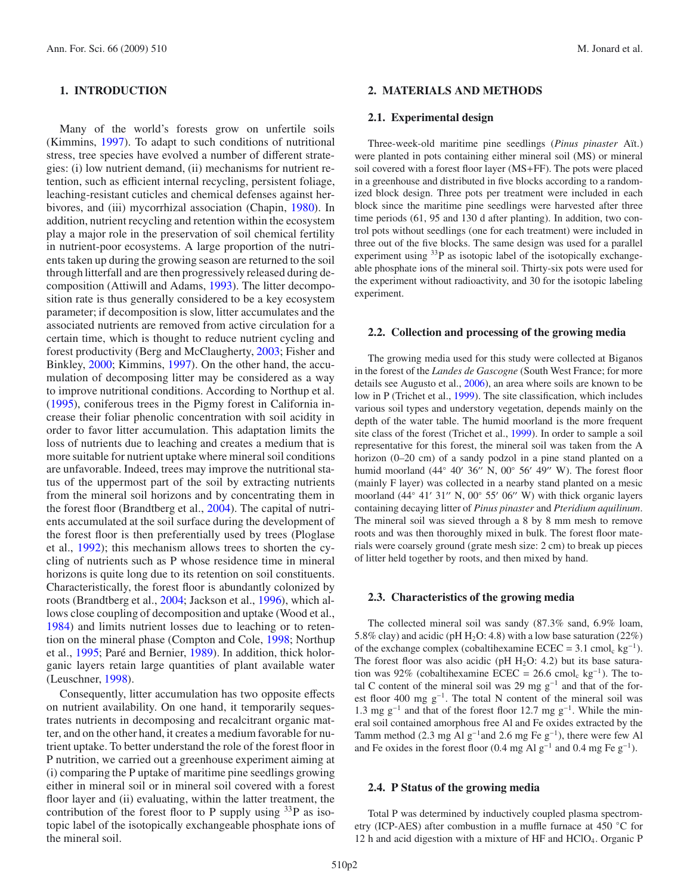## 1. INTRODUCTION

Many of the world's forests grow on unfertile soils (Kimmins, 1997). To adapt to such conditions of nutritional stress, tree species have evolved a number of different strategies: (i) low nutrient demand, (ii) mechanisms for nutrient retention, such as efficient internal recycling, persistent foliage, leaching-resistant cuticles and chemical defenses against herbivores, and (iii) mycorrhizal association (Chapin, 1980). In addition, nutrient recycling and retention within the ecosystem play a major role in the preservation of soil chemical fertility in nutrient-poor ecosystems. A large proportion of the nutrients taken up during the growing season are returned to the soil through litterfall and are then progressively released during decomposition (Attiwill and Adams, 1993). The litter decomposition rate is thus generally considered to be a key ecosystem parameter; if decomposition is slow, litter accumulates and the associated nutrients are removed from active circulation for a certain time, which is thought to reduce nutrient cycling and forest productivity (Berg and McClaugherty, 2003; Fisher and Binkley, 2000; Kimmins, 1997). On the other hand, the accumulation of decomposing litter may be considered as a way to improve nutritional conditions. According to Northup et al. (1995), coniferous trees in the Pigmy forest in California increase their foliar phenolic concentration with soil acidity in order to favor litter accumulation. This adaptation limits the loss of nutrients due to leaching and creates a medium that is more suitable for nutrient uptake where mineral soil conditions are unfavorable. Indeed, trees may improve the nutritional status of the uppermost part of the soil by extracting nutrients from the mineral soil horizons and by concentrating them in the forest floor (Brandtberg et al., 2004). The capital of nutrients accumulated at the soil surface during the development of the forest floor is then preferentially used by trees (Ploglase et al., 1992); this mechanism allows trees to shorten the cycling of nutrients such as P whose residence time in mineral horizons is quite long due to its retention on soil constituents. Characteristically, the forest floor is abundantly colonized by roots (Brandtberg et al., 2004; Jackson et al., 1996), which allows close coupling of decomposition and uptake (Wood et al., 1984) and limits nutrient losses due to leaching or to retention on the mineral phase (Compton and Cole, 1998; Northup et al., 1995; Paré and Bernier, 1989). In addition, thick holorganic layers retain large quantities of plant available water (Leuschner, 1998).

Consequently, litter accumulation has two opposite effects on nutrient availability. On one hand, it temporarily sequestrates nutrients in decomposing and recalcitrant organic matter, and on the other hand, it creates a medium favorable for nutrient uptake. To better understand the role of the forest floor in P nutrition, we carried out a greenhouse experiment aiming at (i) comparing the P uptake of maritime pine seedlings growing either in mineral soil or in mineral soil covered with a forest floor layer and (ii) evaluating, within the latter treatment, the contribution of the forest floor to P supply using $^{33}$P as isotopic label of the isotopically exchangeable phosphate ions of the mineral soil.

## 2. MATERIALS AND METHODS

### 2.1. Experimental design

Three-week-old maritime pine seedlings (*Pinus pinaster* Aït.) were planted in pots containing either mineral soil (MS) or mineral soil covered with a forest floor layer (MS+FF). The pots were placed in a greenhouse and distributed in five blocks according to a randomized block design. Three pots per treatment were included in each block since the maritime pine seedlings were harvested after three time periods (61, 95 and 130 d after planting). In addition, two control pots without seedlings (one for each treatment) were included in three out of the five blocks. The same design was used for a parallel experiment using $^{33}$P as isotopic label of the isotopically exchangeable phosphate ions of the mineral soil. Thirty-six pots were used for the experiment without radioactivity, and 30 for the isotopic labeling experiment.

### 2.2. Collection and processing of the growing media

The growing media used for this study were collected at Biganos in the forest of the *Landes de Gascogne* (South West France; for more details see Augusto et al., 2006), an area where soils are known to be low in P (Trichet et al., 1999). The site classification, which includes various soil types and understory vegetation, depends mainly on the depth of the water table. The humid moorland is the more frequent site class of the forest (Trichet et al., 1999). In order to sample a soil representative for this forest, the mineral soil was taken from the A horizon (0–20 cm) of a sandy podzol in a pine stand planted on a humid moorland (44° 40′ 36″ N, 00° 56′ 49″ W). The forest floor (mainly F layer) was collected in a nearby stand planted on a mesic moorland (44° 41′ 31″ N, 00° 55′ 06″ W) with thick organic layers containing decaying litter of *Pinus pinaster* and *Pteridium aquilinum*. The mineral soil was sieved through a 8 by 8 mm mesh to remove roots and was then thoroughly mixed in bulk. The forest floor materials were coarsely ground (grate mesh size: 2 cm) to break up pieces of litter held together by roots, and then mixed by hand.

### 2.3. Characteristics of the growing media

The collected mineral soil was sandy (87.3% sand, 6.9% loam, 5.8% clay) and acidic (pH $H_2O$: 4.8) with a low base saturation (22%) of the exchange complex (cobaltihexamine ECEC = 3.1 $cmol_c$ $kg^{-1}$). The forest floor was also acidic (pH $H_2O$: 4.2) but its base saturation was 92% (cobaltihexamine ECEC = 26.6 $cmol_c$ $kg^{-1}$). The total C content of the mineral soil was 29 mg $g^{-1}$ and that of the forest floor 400 mg $g^{-1}$. The total N content of the mineral soil was 1.3 mg $g^{-1}$ and that of the forest floor 12.7 mg $g^{-1}$. While the mineral soil contained amorphous free Al and Fe oxides extracted by the Tamm method (2.3 mg Al $g^{-1}$ and 2.6 mg Fe $g^{-1}$), there were few Al and Fe oxides in the forest floor (0.4 mg Al $g^{-1}$ and 0.4 mg Fe $g^{-1}$).

### 2.4. P Status of the growing media

Total P was determined by inductively coupled plasma spectrometry (ICP-AES) after combustion in a muffle furnace at 450 °C for 12 h and acid digestion with a mixture of HF and $HClO_4$. Organic P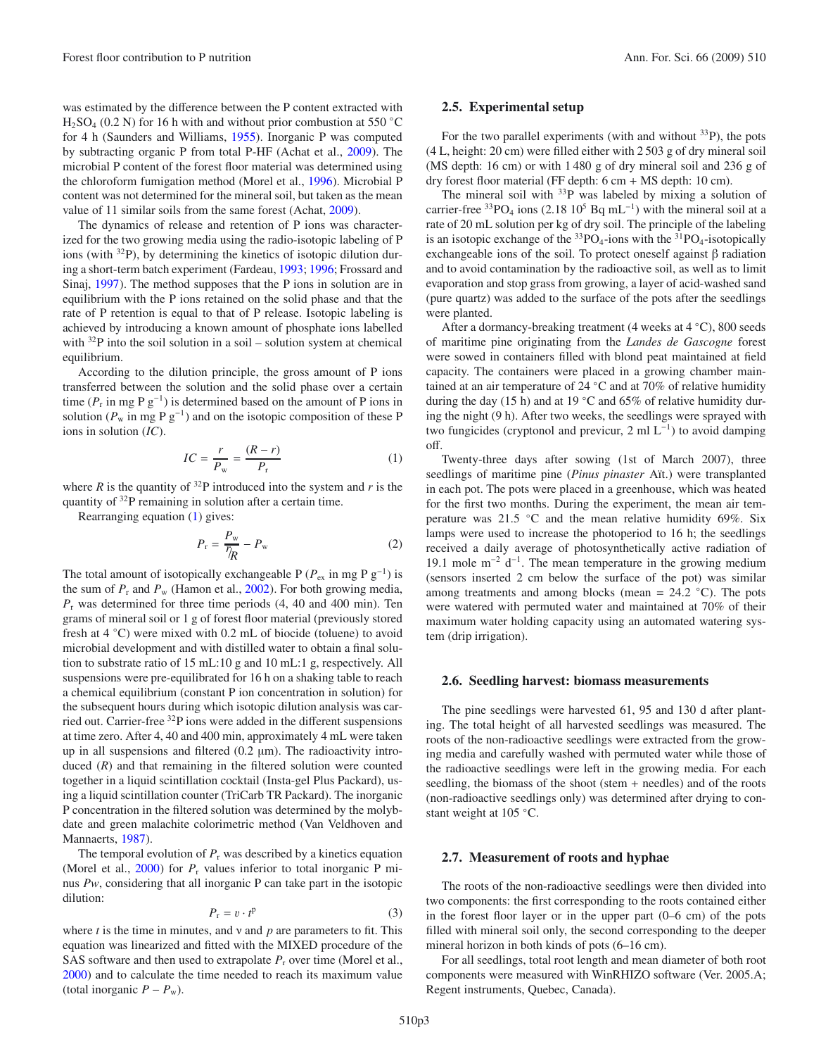was estimated by the difference between the P content extracted with $H_2SO_4$ (0.2 N) for 16 h with and without prior combustion at 550 °C for 4 h (Saunders and Williams, 1955). Inorganic P was computed by subtracting organic P from total P-HF (Achat et al., 2009). The microbial P content of the forest floor material was determined using the chloroform fumigation method (Morel et al., 1996). Microbial P content was not determined for the mineral soil, but taken as the mean value of 11 similar soils from the same forest (Achat, 2009).

The dynamics of release and retention of P ions was characterized for the two growing media using the radio-isotopic labeling of P ions (with $^{32}P$), by determining the kinetics of isotopic dilution during a short-term batch experiment (Fardeau, 1993; 1996; Frossard and Sinaj, 1997). The method supposes that the P ions in solution are in equilibrium with the P ions retained on the solid phase and that the rate of P retention is equal to that of P release. Isotopic labeling is achieved by introducing a known amount of phosphate ions labelled with $^{32}P$ into the soil solution in a soil – solution system at chemical equilibrium.

According to the dilution principle, the gross amount of P ions transferred between the solution and the solid phase over a certain time ($P_r$ in mg P g$^{-1}$) is determined based on the amount of P ions in solution ($P_w$ in mg P g$^{-1}$) and on the isotopic composition of these P ions in solution ($IC$).

$$IC = \frac{r}{P_w} = \frac{(R-r)}{P_r} \tag{1}$$

where $R$ is the quantity of $^{32}P$ introduced into the system and $r$ is the quantity of $^{32}P$ remaining in solution after a certain time.

Rearranging equation (1) gives:

$$P_r = \frac{P_w}{r/R} - P_w \tag{2}$$

The total amount of isotopically exchangeable P ($P_{ex}$ in mg P g$^{-1}$) is the sum of $P_r$ and $P_w$ (Hamon et al., 2002). For both growing media, $P_r$ was determined for three time periods (4, 40 and 400 min). Ten grams of mineral soil or 1 g of forest floor material (previously stored fresh at 4 °C) were mixed with 0.2 mL of biocide (toluene) to avoid microbial development and with distilled water to obtain a final solution to substrate ratio of 15 mL:10 g and 10 mL:1 g, respectively. All suspensions were pre-equilibrated for 16 h on a shaking table to reach a chemical equilibrium (constant P ion concentration in solution) for the subsequent hours during which isotopic dilution analysis was carried out. Carrier-free $^{32}P$ ions were added in the different suspensions at time zero. After 4, 40 and 400 min, approximately 4 mL were taken up in all suspensions and filtered (0.2 μm). The radioactivity introduced ($R$) and that remaining in the filtered solution were counted together in a liquid scintillation cocktail (Insta-gel Plus Packard), using a liquid scintillation counter (TriCarb TR Packard). The inorganic P concentration in the filtered solution was determined by the molybdate and green malachite colorimetric method (Van Veldhoven and Mannaerts, 1987).

The temporal evolution of $P_r$ was described by a kinetics equation (Morel et al., 2000) for $P_r$ values inferior to total inorganic P minus $Pw$, considering that all inorganic P can take part in the isotopic dilution:

$$P_r = v \cdot t^p \tag{3}$$

where $t$ is the time in minutes, and $v$ and $p$ are parameters to fit. This equation was linearized and fitted with the MIXED procedure of the SAS software and then used to extrapolate $P_r$ over time (Morel et al., 2000) and to calculate the time needed to reach its maximum value (total inorganic $P - P_w$).

## 2.5. Experimental setup

For the two parallel experiments (with and without $^{33}P$), the pots (4 L, height: 20 cm) were filled either with 2 503 g of dry mineral soil (MS depth: 16 cm) or with 1 480 g of dry mineral soil and 236 g of dry forest floor material (FF depth: 6 cm + MS depth: 10 cm).

The mineral soil with $^{33}P$ was labeled by mixing a solution of carrier-free $^{33}PO_4$ ions (2.18 $10^5$ Bq mL$^{-1}$) with the mineral soil at a rate of 20 mL solution per kg of dry soil. The principle of the labeling is an isotopic exchange of the $^{33}PO_4$-ions with the $^{31}PO_4$-isotopically exchangeable ions of the soil. To protect oneself against β radiation and to avoid contamination by the radioactive soil, as well as to limit evaporation and stop grass from growing, a layer of acid-washed sand (pure quartz) was added to the surface of the pots after the seedlings were planted.

After a dormancy-breaking treatment (4 weeks at 4 °C), 800 seeds of maritime pine originating from the *Landes de Gascogne* forest were sowed in containers filled with blond peat maintained at field capacity. The containers were placed in a growing chamber maintained at an air temperature of 24 °C and at 70% of relative humidity during the day (15 h) and at 19 °C and 65% of relative humidity during the night (9 h). After two weeks, the seedlings were sprayed with two fungicides (cryptonol and previcur, 2 ml L$^{-1}$) to avoid damping off.

Twenty-three days after sowing (1st of March 2007), three seedlings of maritime pine (*Pinus pinaster* Aït.) were transplanted in each pot. The pots were placed in a greenhouse, which was heated for the first two months. During the experiment, the mean air temperature was 21.5 °C and the mean relative humidity 69%. Six lamps were used to increase the photoperiod to 16 h; the seedlings received a daily average of photosynthetically active radiation of 19.1 mole m$^{-2}$ d$^{-1}$. The mean temperature in the growing medium (sensors inserted 2 cm below the surface of the pot) was similar among treatments and among blocks (mean = 24.2 °C). The pots were watered with permuted water and maintained at 70% of their maximum water holding capacity using an automated watering system (drip irrigation).

## 2.6. Seedling harvest: biomass measurements

The pine seedlings were harvested 61, 95 and 130 d after planting. The total height of all harvested seedlings was measured. The roots of the non-radioactive seedlings were extracted from the growing media and carefully washed with permuted water while those of the radioactive seedlings were left in the growing media. For each seedling, the biomass of the shoot (stem + needles) and of the roots (non-radioactive seedlings only) was determined after drying to constant weight at 105 °C.

## 2.7. Measurement of roots and hyphae

The roots of the non-radioactive seedlings were then divided into two components: the first corresponding to the roots contained either in the forest floor layer or in the upper part (0–6 cm) of the pots filled with mineral soil only, the second corresponding to the deeper mineral horizon in both kinds of pots (6–16 cm).

For all seedlings, total root length and mean diameter of both root components were measured with WinRHIZO software (Ver. 2005.A; Regent instruments, Quebec, Canada).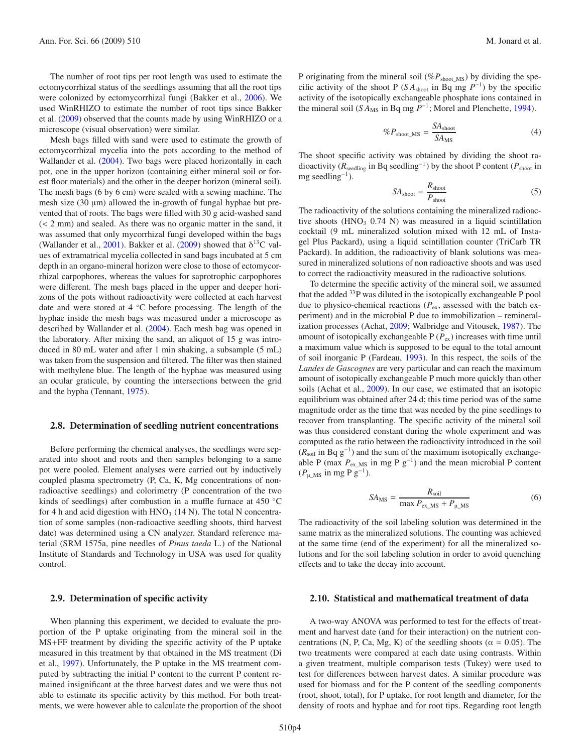The number of root tips per root length was used to estimate the ectomycorrhizal status of the seedlings assuming that all the root tips were colonized by ectomycorrhizal fungi (Bakker et al., 2006). We used WinRHIZO to estimate the number of root tips since Bakker et al. (2009) observed that the counts made by using WinRHIZO or a microscope (visual observation) were similar.

Mesh bags filled with sand were used to estimate the growth of ectomycorrhizal mycelia into the pots according to the method of Wallander et al. (2004). Two bags were placed horizontally in each pot, one in the upper horizon (containing either mineral soil or forest floor materials) and the other in the deeper horizon (mineral soil). The mesh bags (6 by 6 cm) were sealed with a sewing machine. The mesh size (30 μm) allowed the in-growth of fungal hyphae but prevented that of roots. The bags were filled with 30 g acid-washed sand (< 2 mm) and sealed. As there was no organic matter in the sand, it was assumed that only mycorrhizal fungi developed within the bags (Wallander et al., 2001). Bakker et al. (2009) showed that $\delta^{13}C$ values of extramatrical mycelia collected in sand bags incubated at 5 cm depth in an organo-mineral horizon were close to those of ectomycorrhizal carpophores, whereas the values for saprotrophic carpophores were different. The mesh bags placed in the upper and deeper horizons of the pots without radioactivity were collected at each harvest date and were stored at 4 °C before processing. The length of the hyphae inside the mesh bags was measured under a microscope as described by Wallander et al. (2004). Each mesh bag was opened in the laboratory. After mixing the sand, an aliquot of 15 g was introduced in 80 mL water and after 1 min shaking, a subsample (5 mL) was taken from the suspension and filtered. The filter was then stained with methylene blue. The length of the hyphae was measured using an ocular graticule, by counting the intersections between the grid and the hypha (Tennant, 1975).

## 2.8. Determination of seedling nutrient concentrations

Before performing the chemical analyses, the seedlings were separated into shoot and roots and then samples belonging to a same pot were pooled. Element analyses were carried out by inductively coupled plasma spectrometry (P, Ca, K, Mg concentrations of non-radioactive seedlings) and colorimetry (P concentration of the two kinds of seedlings) after combustion in a muffle furnace at 450 °C for 4 h and acid digestion with $HNO_3$ (14 N). The total N concentration of some samples (non-radioactive seedling shoots, third harvest date) was determined using a CN analyzer. Standard reference material (SRM 1575a, pine needles of *Pinus taeda* L.) of the National Institute of Standards and Technology in USA was used for quality control.

## 2.9. Determination of specific activity

When planning this experiment, we decided to evaluate the proportion of the P uptake originating from the mineral soil in the MS+FF treatment by dividing the specific activity of the P uptake measured in this treatment by that obtained in the MS treatment (Di et al., 1997). Unfortunately, the P uptake in the MS treatment computed by subtracting the initial P content to the current P content remained insignificant at the three harvest dates and we were thus not able to estimate its specific activity by this method. For both treatments, we were however able to calculate the proportion of the shoot P originating from the mineral soil ($\%P_{shoot\_MS}$) by dividing the specific activity of the shoot P ($SA_{shoot}$ in Bq mg $P^{-1}$) by the specific activity of the isotopically exchangeable phosphate ions contained in the mineral soil ($SA_{MS}$ in Bq mg $P^{-1}$; Morel and Plenchette, 1994).

$$\%P_{shoot\_MS} = \frac{SA_{shoot}}{SA_{MS}} \tag{4}$$

The shoot specific activity was obtained by dividing the shoot radioactivity ($R_{seedling}$ in Bq seedling$^{-1}$) by the shoot P content ($P_{shoot}$ in mg seedling$^{-1}$).

$$SA_{shoot} = \frac{R_{shoot}}{P_{shoot}} \tag{5}$$

The radioactivity of the solutions containing the mineralized radioactive shoots ($HNO_3$ 0.74 N) was measured in a liquid scintillation cocktail (9 mL mineralized solution mixed with 12 mL of Insta-gel Plus Packard), using a liquid scintillation counter (TriCarb TR Packard). In addition, the radioactivity of blank solutions was measured in mineralized solutions of non radioactive shoots and was used to correct the radioactivity measured in the radioactive solutions.

To determine the specific activity of the mineral soil, we assumed that the added $^{33}P$ was diluted in the isotopically exchangeable P pool due to physico-chemical reactions ($P_{ex}$, assessed with the batch experiment) and in the microbial P due to immobilization – remineralization processes (Achat, 2009; Walbridge and Vitousek, 1987). The amount of isotopically exchangeable P ($P_{ex}$) increases with time until a maximum value which is supposed to be equal to the total amount of soil inorganic P (Fardeau, 1993). In this respect, the soils of the *Landes de Gascognes* are very particular and can reach the maximum amount of isotopically exchangeable P much more quickly than other soils (Achat et al., 2009). In our case, we estimated that an isotopic equilibrium was obtained after 24 d; this time period was of the same magnitude order as the time that was needed by the pine seedlings to recover from transplanting. The specific activity of the mineral soil was thus considered constant during the whole experiment and was computed as the ratio between the radioactivity introduced in the soil ($R_{soil}$ in Bq g$^{-1}$) and the sum of the maximum isotopically exchangeable P (max $P_{ex\_MS}$ in mg P g$^{-1}$) and the mean microbial P content ($P_{\mu\_MS}$ in mg P g$^{-1}$).

$$SA_{MS} = \frac{R_{soil}}{\max P_{ex\_MS} + P_{\mu\_MS}} \tag{6}$$

The radioactivity of the soil labeling solution was determined in the same matrix as the mineralized solutions. The counting was achieved at the same time (end of the experiment) for all the mineralized solutions and for the soil labeling solution in order to avoid quenching effects and to take the decay into account.

## 2.10. Statistical and mathematical treatment of data

A two-way ANOVA was performed to test for the effects of treatment and harvest date (and for their interaction) on the nutrient concentrations (N, P, Ca, Mg, K) of the seedling shoots ($\alpha = 0.05$). The two treatments were compared at each date using contrasts. Within a given treatment, multiple comparison tests (Tukey) were used to test for differences between harvest dates. A similar procedure was used for biomass and for the P content of the seedling components (root, shoot, total), for P uptake, for root length and diameter, for the density of roots and hyphae and for root tips. Regarding root length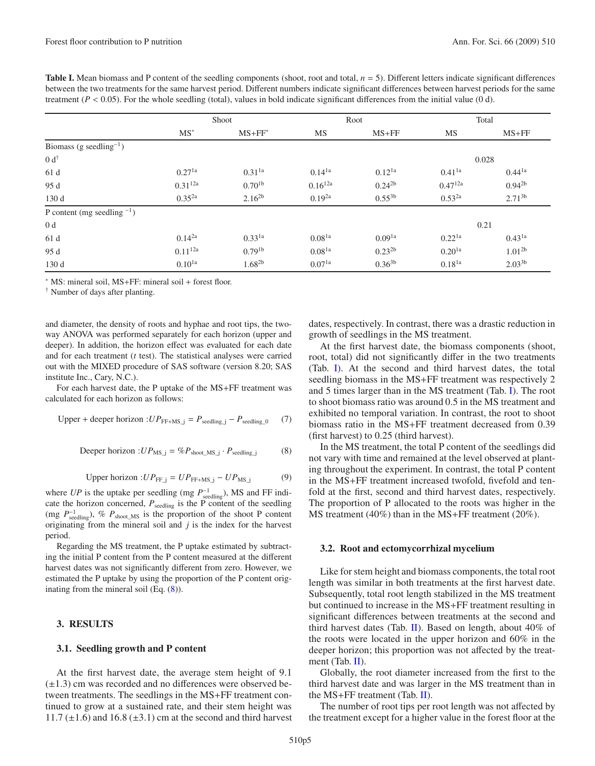**Table I.** Mean biomass and P content of the seedling components (shoot, root and total, $n = 5$). Different letters indicate significant differences between the two treatments for the same harvest period. Different numbers indicate significant differences between harvest periods for the same treatment ($P < 0.05$). For the whole seedling (total), values in bold indicate significant differences from the initial value (0 d).

| | Shoot | | Root | | Total | |
|---|---|---|---|---|---|---|
| | MS* | MS+FF* | MS | MS+FF | MS | MS+FF |
| Biomass (g seedling$^{-1}$) | | | | | | |
| 0 d† | | | | | 0.028 | |
| 61 d | $0.27^{1a}$ | $0.31^{1a}$ | $0.14^{1a}$ | $0.12^{1a}$ | $0.41^{1a}$ | $0.44^{1a}$ |
| 95 d | $0.31^{12a}$ | $0.70^{1b}$ | $0.16^{12a}$ | $0.24^{2b}$ | $0.47^{12a}$ | $0.94^{2b}$ |
| 130 d | $0.35^{2a}$ | $2.16^{2b}$ | $0.19^{2a}$ | $0.55^{3b}$ | $0.53^{2a}$ | $2.71^{3b}$ |
| P content (mg seedling $^{-1}$) | | | | | | |
| 0 d | | | | | 0.21 | |
| 61 d | $0.14^{2a}$ | $0.33^{1a}$ | $0.08^{1a}$ | $0.09^{1a}$ | $0.22^{1a}$ | $0.43^{1a}$ |
| 95 d | $0.11^{12a}$ | $0.79^{1b}$ | $0.08^{1a}$ | $0.23^{2b}$ | $0.20^{1a}$ | $1.01^{2b}$ |
| 130 d | $0.10^{1a}$ | $1.68^{2b}$ | $0.07^{1a}$ | $0.36^{3b}$ | $0.18^{1a}$ | $2.03^{3b}$ |

\* MS: mineral soil, MS+FF: mineral soil + forest floor.
† Number of days after planting.

and diameter, the density of roots and hyphae and root tips, the two-way ANOVA was performed separately for each horizon (upper and deeper). In addition, the horizon effect was evaluated for each date and for each treatment ($t$ test). The statistical analyses were carried out with the MIXED procedure of SAS software (version 8.20; SAS institute Inc., Cary, N.C.).

For each harvest date, the P uptake of the MS+FF treatment was calculated for each horizon as follows:

$$\text{Upper + deeper horizon}: UP_{\text{FF+MS\_j}} = P_{\text{seedling\_j}} - P_{\text{seedling\_0}} \quad (7)$$

$$\text{Deeper horizon}: UP_{\text{MS\_j}} = \%P_{\text{shoot\_MS\_j}} \cdot P_{\text{seedling\_j}} \quad (8)$$

$$\text{Upper horizon}: UP_{\text{FF\_j}} = UP_{\text{FF+MS\_j}} - UP_{\text{MS\_j}} \quad (9)$$

where $UP$ is the uptake per seedling (mg $P^{-1}_{\text{seedling}}$), MS and FF indicate the horizon concerned, $P_{\text{seedling}}$ is the P content of the seedling (mg $P^{-1}_{\text{seedling}}$), % $P_{\text{shoot\_MS}}$ is the proportion of the shoot P content originating from the mineral soil and $j$ is the index for the harvest period.

Regarding the MS treatment, the P uptake estimated by subtracting the initial P content from the P content measured at the different harvest dates was not significantly different from zero. However, we estimated the P uptake by using the proportion of the P content originating from the mineral soil (Eq. (8)).

## 3. RESULTS

### 3.1. Seedling growth and P content

At the first harvest date, the average stem height of 9.1 (±1.3) cm was recorded and no differences were observed between treatments. The seedlings in the MS+FF treatment continued to grow at a sustained rate, and their stem height was 11.7 (±1.6) and 16.8 (±3.1) cm at the second and third harvest dates, respectively. In contrast, there was a drastic reduction in growth of seedlings in the MS treatment.

At the first harvest date, the biomass components (shoot, root, total) did not significantly differ in the two treatments (Tab. I). At the second and third harvest dates, the total seedling biomass in the MS+FF treatment was respectively 2 and 5 times larger than in the MS treatment (Tab. I). The root to shoot biomass ratio was around 0.5 in the MS treatment and exhibited no temporal variation. In contrast, the root to shoot biomass ratio in the MS+FF treatment decreased from 0.39 (first harvest) to 0.25 (third harvest).

In the MS treatment, the total P content of the seedlings did not vary with time and remained at the level observed at planting throughout the experiment. In contrast, the total P content in the MS+FF treatment increased twofold, fivefold and tenfold at the first, second and third harvest dates, respectively. The proportion of P allocated to the roots was higher in the MS treatment (40%) than in the MS+FF treatment (20%).

### 3.2. Root and ectomycorrhizal mycelium

Like for stem height and biomass components, the total root length was similar in both treatments at the first harvest date. Subsequently, total root length stabilized in the MS treatment but continued to increase in the MS+FF treatment resulting in significant differences between treatments at the second and third harvest dates (Tab. II). Based on length, about 40% of the roots were located in the upper horizon and 60% in the deeper horizon; this proportion was not affected by the treatment (Tab. II).

Globally, the root diameter increased from the first to the third harvest date and was larger in the MS treatment than in the MS+FF treatment (Tab. II).

The number of root tips per root length was not affected by the treatment except for a higher value in the forest floor at the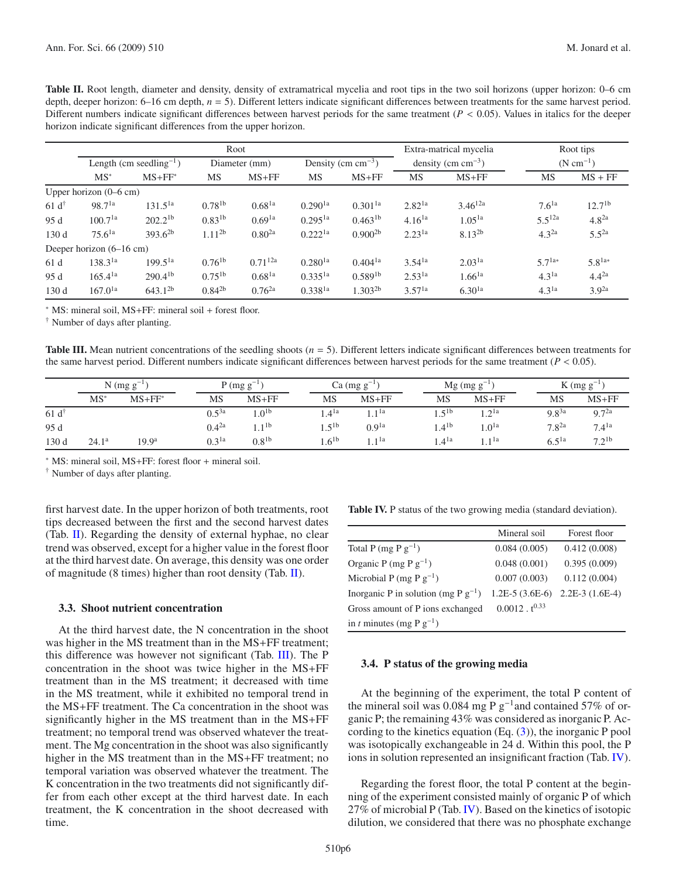**Table II.** Root length, diameter and density, density of extramatrical mycelia and root tips in the two soil horizons (upper horizon: 0–6 cm depth, deeper horizon: 6–16 cm depth, $n = 5$). Different letters indicate significant differences between treatments for the same harvest period. Different numbers indicate significant differences between harvest periods for the same treatment ($P < 0.05$). Values in italics for the deeper horizon indicate significant differences from the upper horizon.

| | Root | | | | | | Extra-matrical mycelia | | Root tips | |
|---|---|---|---|---|---|---|---|---|---|---|
| | Length (cm seedling$^{-1}$) | | Diameter (mm) | | Density (cm cm$^{-3}$) | | density (cm cm$^{-3}$) | | (N cm$^{-1}$) | |
| | MS* | MS+FF* | MS | MS+FF | MS | MS+FF | MS | MS+FF | MS | MS + FF |
| Upper horizon (0–6 cm) | | | | | | | | | | |
| 61 d† | 98.7$^{1a}$ | 131.5$^{1a}$ | 0.78$^{1b}$ | 0.68$^{1a}$ | 0.290$^{1a}$ | 0.301$^{1a}$ | 2.82$^{1a}$ | 3.46$^{12a}$ | 7.6$^{1a}$ | 12.7$^{1b}$ |
| 95 d | 100.7$^{1a}$ | 202.2$^{1b}$ | 0.83$^{1b}$ | 0.69$^{1a}$ | 0.295$^{1a}$ | 0.463$^{1b}$ | 4.16$^{1a}$ | 1.05$^{1a}$ | 5.5$^{12a}$ | 4.8$^{2a}$ |
| 130 d | 75.6$^{1a}$ | 393.6$^{2b}$ | 1.11$^{2b}$ | 0.80$^{2a}$ | 0.222$^{1a}$ | 0.900$^{2b}$ | 2.23$^{1a}$ | 8.13$^{2b}$ | 4.3$^{2a}$ | 5.5$^{2a}$ |
| Deeper horizon (6–16 cm) | | | | | | | | | | |
| 61 d | 138.3$^{1a}$ | 199.5$^{1a}$ | 0.76$^{1b}$ | 0.71$^{12a}$ | 0.280$^{1a}$ | 0.404$^{1a}$ | 3.54$^{1a}$ | 2.03$^{1a}$ | 5.7$^{1a*}$ | 5.8$^{1a*}$ |
| 95 d | 165.4$^{1a}$ | 290.4$^{1b}$ | 0.75$^{1b}$ | 0.68$^{1a}$ | 0.335$^{1a}$ | 0.589$^{1b}$ | 2.53$^{1a}$ | 1.66$^{1a}$ | 4.3$^{1a}$ | 4.4$^{2a}$ |
| 130 d | 167.0$^{1a}$ | 643.1$^{2b}$ | 0.84$^{2b}$ | 0.76$^{2a}$ | 0.338$^{1a}$ | 1.302$^{2b}$ | 3.57$^{1a}$ | 6.30$^{1a}$ | 4.3$^{1a}$ | 3.9$^{2a}$ |

\* MS: mineral soil, MS+FF: mineral soil + forest floor.
† Number of days after planting.

**Table III.** Mean nutrient concentrations of the seedling shoots ($n = 5$). Different letters indicate significant differences between treatments for the same harvest period. Different numbers indicate significant differences between harvest periods for the same treatment ($P < 0.05$).

| | N (mg g$^{-1}$) | | P (mg g$^{-1}$) | | Ca (mg g$^{-1}$) | | Mg (mg g$^{-1}$) | | K (mg g$^{-1}$) | |
|---|---|---|---|---|---|---|---|---|---|---|
| | MS* | MS+FF* | MS | MS+FF | MS | MS+FF | MS | MS+FF | MS | MS+FF |
| 61 d† | | | 0.5$^{3a}$ | 1.0$^{1b}$ | 1.4$^{1a}$ | 1.1$^{1a}$ | 1.5$^{1b}$ | 1.2$^{1a}$ | 9.8$^{3a}$ | 9.7$^{2a}$ |
| 95 d | | | 0.4$^{2a}$ | 1.1$^{1b}$ | 1.5$^{1b}$ | 0.9$^{1a}$ | 1.4$^{1b}$ | 1.0$^{1a}$ | 7.8$^{2a}$ | 7.4$^{1a}$ |
| 130 d | 24.1$^{a}$ | 19.9$^{a}$ | 0.3$^{1a}$ | 0.8$^{1b}$ | 1.6$^{1b}$ | 1.1$^{1a}$ | 1.4$^{1a}$ | 1.1$^{1a}$ | 6.5$^{1a}$ | 7.2$^{1b}$ |

\* MS: mineral soil, MS+FF: forest floor + mineral soil.
† Number of days after planting.

first harvest date. In the upper horizon of both treatments, root tips decreased between the first and the second harvest dates (Tab. II). Regarding the density of external hyphae, no clear trend was observed, except for a higher value in the forest floor at the third harvest date. On average, this density was one order of magnitude (8 times) higher than root density (Tab. II).

### 3.3. Shoot nutrient concentration

At the third harvest date, the N concentration in the shoot was higher in the MS treatment than in the MS+FF treatment; this difference was however not significant (Tab. III). The P concentration in the shoot was twice higher in the MS+FF treatment than in the MS treatment; it decreased with time in the MS treatment, while it exhibited no temporal trend in the MS+FF treatment. The Ca concentration in the shoot was significantly higher in the MS treatment than in the MS+FF treatment; no temporal trend was observed whatever the treatment. The Mg concentration in the shoot was also significantly higher in the MS treatment than in the MS+FF treatment; no temporal variation was observed whatever the treatment. The K concentration in the two treatments did not significantly differ from each other except at the third harvest date. In each treatment, the K concentration in the shoot decreased with time.

**Table IV.** P status of the two growing media (standard deviation).

| | Mineral soil | Forest floor |
|---|---|---|
| Total P (mg P g$^{-1}$) | 0.084 (0.005) | 0.412 (0.008) |
| Organic P (mg P g$^{-1}$) | 0.048 (0.001) | 0.395 (0.009) |
| Microbial P (mg P g$^{-1}$) | 0.007 (0.003) | 0.112 (0.004) |
| Inorganic P in solution (mg P g$^{-1}$) | 1.2E-5 (3.6E-6) | 2.2E-3 (1.6E-4) |
| Gross amount of P ions exchanged in $t$ minutes (mg P g$^{-1}$) | $0.0012 \cdot t^{0.33}$ | |

### 3.4. P status of the growing media

At the beginning of the experiment, the total P content of the mineral soil was 0.084 mg P g$^{-1}$and contained 57% of organic P; the remaining 43% was considered as inorganic P. According to the kinetics equation (Eq. (3)), the inorganic P pool was isotopically exchangeable in 24 d. Within this pool, the P ions in solution represented an insignificant fraction (Tab. IV).

Regarding the forest floor, the total P content at the beginning of the experiment consisted mainly of organic P of which 27% of microbial P (Tab. IV). Based on the kinetics of isotopic dilution, we considered that there was no phosphate exchange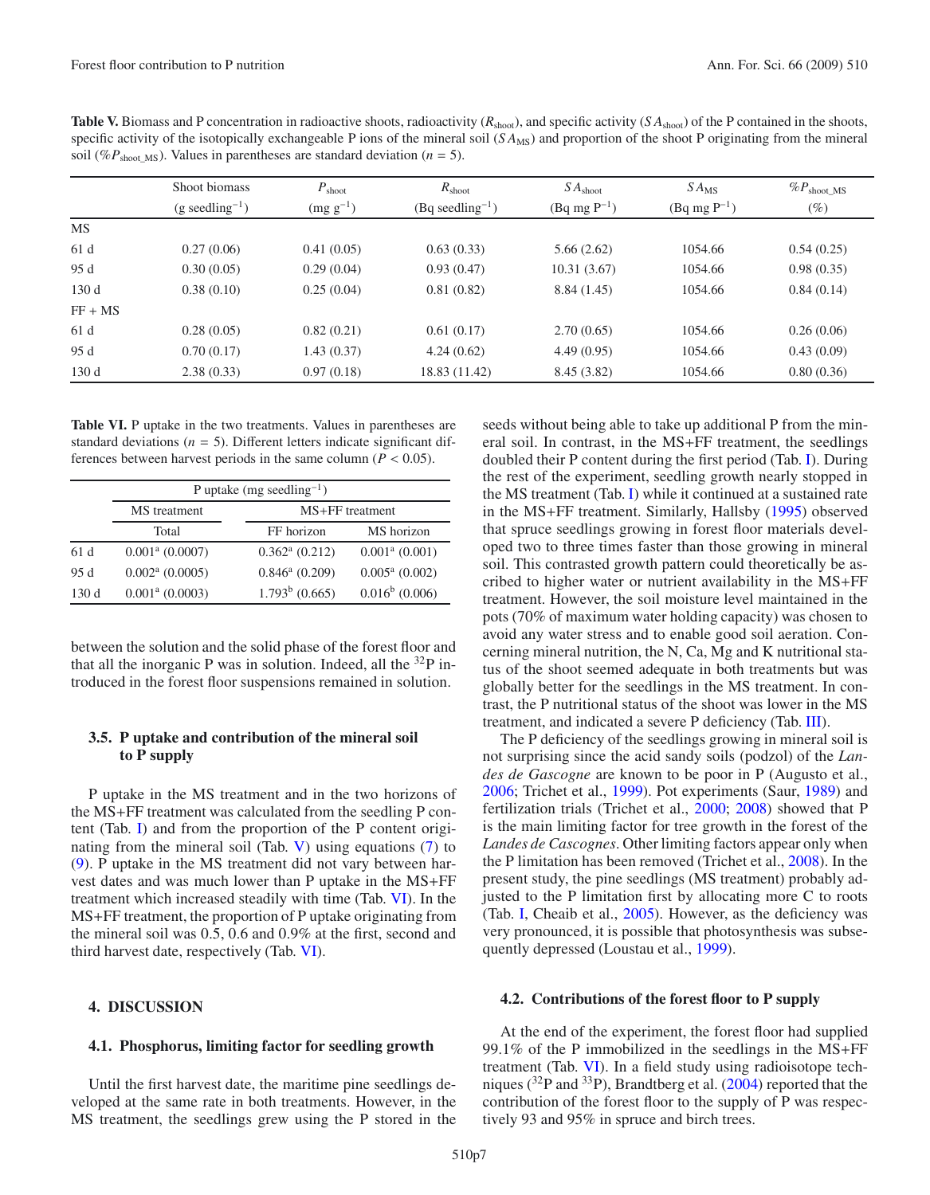**Table V.** Biomass and P concentration in radioactive shoots, radioactivity ($R_{shoot}$), and specific activity ($SA_{shoot}$) of the P contained in the shoots, specific activity of the isotopically exchangeable P ions of the mineral soil ($SA_{MS}$) and proportion of the shoot P originating from the mineral soil ($\%P_{shoot\_MS}$). Values in parentheses are standard deviation ($n = 5$).

| | Shoot biomass (g seedling$^{-1}$) | $P_{shoot}$ (mg g$^{-1}$) | $R_{shoot}$ (Bq seedling$^{-1}$) | $SA_{shoot}$ (Bq mg P$^{-1}$) | $SA_{MS}$ (Bq mg P$^{-1}$) | $\%P_{shoot\_MS}$ (%) |
|---|---|---|---|---|---|---|
| MS | | | | | | |
| 61 d | 0.27 (0.06) | 0.41 (0.05) | 0.63 (0.33) | 5.66 (2.62) | 1054.66 | 0.54 (0.25) |
| 95 d | 0.30 (0.05) | 0.29 (0.04) | 0.93 (0.47) | 10.31 (3.67) | 1054.66 | 0.98 (0.35) |
| 130 d | 0.38 (0.10) | 0.25 (0.04) | 0.81 (0.82) | 8.84 (1.45) | 1054.66 | 0.84 (0.14) |
| FF + MS | | | | | | |
| 61 d | 0.28 (0.05) | 0.82 (0.21) | 0.61 (0.17) | 2.70 (0.65) | 1054.66 | 0.26 (0.06) |
| 95 d | 0.70 (0.17) | 1.43 (0.37) | 4.24 (0.62) | 4.49 (0.95) | 1054.66 | 0.43 (0.09) |
| 130 d | 2.38 (0.33) | 0.97 (0.18) | 18.83 (11.42) | 8.45 (3.82) | 1054.66 | 0.80 (0.36) |

**Table VI.** P uptake in the two treatments. Values in parentheses are standard deviations ($n = 5$). Different letters indicate significant differences between harvest periods in the same column ($P < 0.05$).

| | P uptake (mg seedling$^{-1}$) | | |
|---|---|---|---|
| | MS treatment | MS+FF treatment | |
| | Total | FF horizon | MS horizon |
| 61 d | 0.001$^a$ (0.0007) | 0.362$^a$ (0.212) | 0.001$^a$ (0.001) |
| 95 d | 0.002$^a$ (0.0005) | 0.846$^a$ (0.209) | 0.005$^a$ (0.002) |
| 130 d | 0.001$^a$ (0.0003) | 1.793$^b$ (0.665) | 0.016$^b$ (0.006) |

between the solution and the solid phase of the forest floor and that all the inorganic P was in solution. Indeed, all the $^{32}$P introduced in the forest floor suspensions remained in solution.

### 3.5. P uptake and contribution of the mineral soil to P supply

P uptake in the MS treatment and in the two horizons of the MS+FF treatment was calculated from the seedling P content (Tab. I) and from the proportion of the P content originating from the mineral soil (Tab. V) using equations (7) to (9). P uptake in the MS treatment did not vary between harvest dates and was much lower than P uptake in the MS+FF treatment which increased steadily with time (Tab. VI). In the MS+FF treatment, the proportion of P uptake originating from the mineral soil was 0.5, 0.6 and 0.9% at the first, second and third harvest date, respectively (Tab. VI).

## 4. DISCUSSION

### 4.1. Phosphorus, limiting factor for seedling growth

Until the first harvest date, the maritime pine seedlings developed at the same rate in both treatments. However, in the MS treatment, the seedlings grew using the P stored in the seeds without being able to take up additional P from the mineral soil. In contrast, in the MS+FF treatment, the seedlings doubled their P content during the first period (Tab. I). During the rest of the experiment, seedling growth nearly stopped in the MS treatment (Tab. I) while it continued at a sustained rate in the MS+FF treatment. Similarly, Hallsby (1995) observed that spruce seedlings growing in forest floor materials developed two to three times faster than those growing in mineral soil. This contrasted growth pattern could theoretically be ascribed to higher water or nutrient availability in the MS+FF treatment. However, the soil moisture level maintained in the pots (70% of maximum water holding capacity) was chosen to avoid any water stress and to enable good soil aeration. Concerning mineral nutrition, the N, Ca, Mg and K nutritional status of the shoot seemed adequate in both treatments but was globally better for the seedlings in the MS treatment. In contrast, the P nutritional status of the shoot was lower in the MS treatment, and indicated a severe P deficiency (Tab. III).

The P deficiency of the seedlings growing in mineral soil is not surprising since the acid sandy soils (podzol) of the *Landes de Gascogne* are known to be poor in P (Augusto et al., 2006; Trichet et al., 1999). Pot experiments (Saur, 1989) and fertilization trials (Trichet et al., 2000; 2008) showed that P is the main limiting factor for tree growth in the forest of the *Landes de Cascognes*. Other limiting factors appear only when the P limitation has been removed (Trichet et al., 2008). In the present study, the pine seedlings (MS treatment) probably adjusted to the P limitation first by allocating more C to roots (Tab. I, Cheaib et al., 2005). However, as the deficiency was very pronounced, it is possible that photosynthesis was subsequently depressed (Loustau et al., 1999).

### 4.2. Contributions of the forest floor to P supply

At the end of the experiment, the forest floor had supplied 99.1% of the P immobilized in the seedlings in the MS+FF treatment (Tab. VI). In a field study using radioisotope techniques ($^{32}$P and $^{33}$P), Brandtberg et al. (2004) reported that the contribution of the forest floor to the supply of P was respectively 93 and 95% in spruce and birch trees.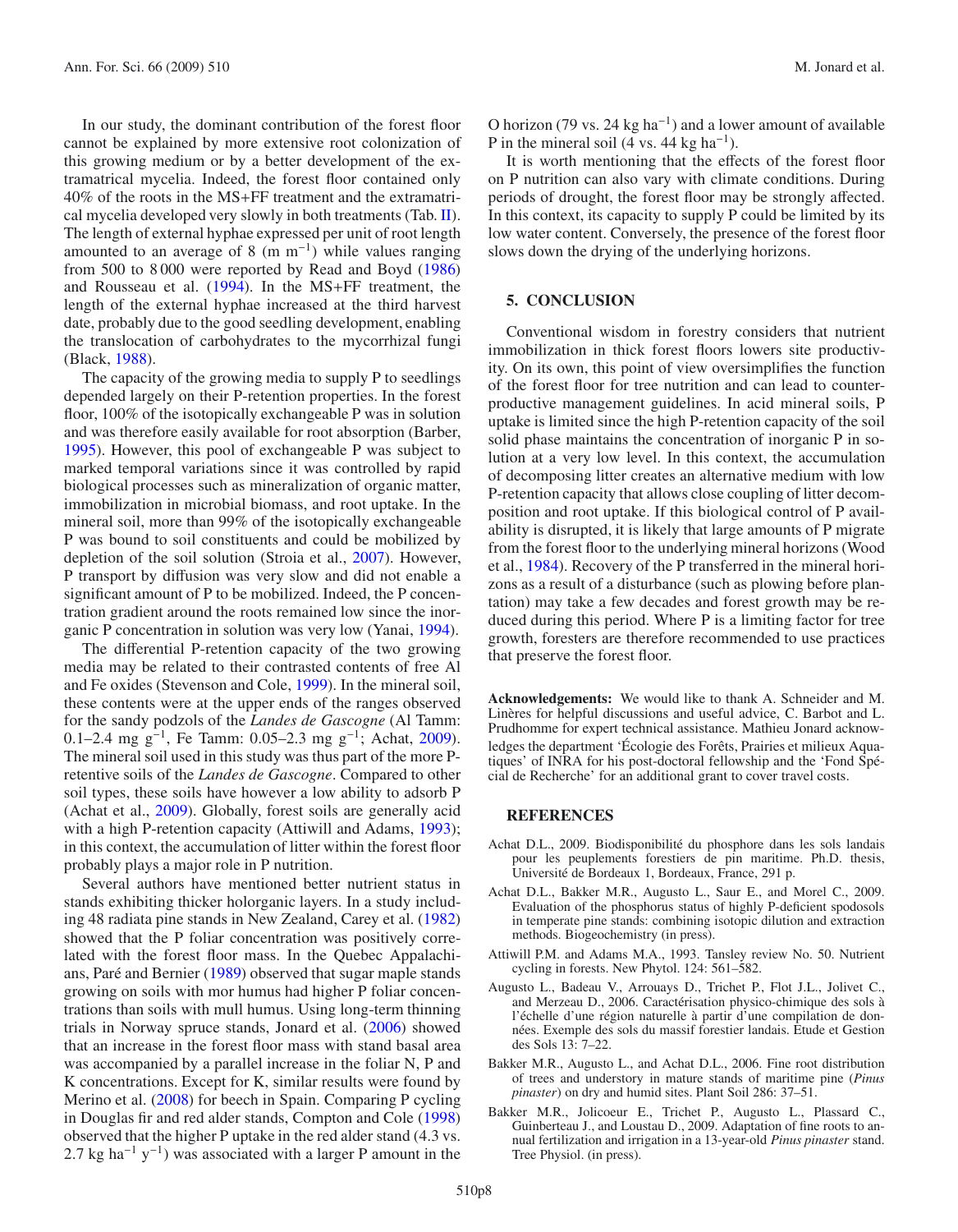In our study, the dominant contribution of the forest floor cannot be explained by more extensive root colonization of this growing medium or by a better development of the extramatrical mycelia. Indeed, the forest floor contained only 40% of the roots in the MS+FF treatment and the extramatrical mycelia developed very slowly in both treatments (Tab. II). The length of external hyphae expressed per unit of root length amounted to an average of 8 (m $m^{-1}$) while values ranging from 500 to 8 000 were reported by Read and Boyd (1986) and Rousseau et al. (1994). In the MS+FF treatment, the length of the external hyphae increased at the third harvest date, probably due to the good seedling development, enabling the translocation of carbohydrates to the mycorrhizal fungi (Black, 1988).

The capacity of the growing media to supply P to seedlings depended largely on their P-retention properties. In the forest floor, 100% of the isotopically exchangeable P was in solution and was therefore easily available for root absorption (Barber, 1995). However, this pool of exchangeable P was subject to marked temporal variations since it was controlled by rapid biological processes such as mineralization of organic matter, immobilization in microbial biomass, and root uptake. In the mineral soil, more than 99% of the isotopically exchangeable P was bound to soil constituents and could be mobilized by depletion of the soil solution (Stroia et al., 2007). However, P transport by diffusion was very slow and did not enable a significant amount of P to be mobilized. Indeed, the P concentration gradient around the roots remained low since the inorganic P concentration in solution was very low (Yanai, 1994).

The differential P-retention capacity of the two growing media may be related to their contrasted contents of free Al and Fe oxides (Stevenson and Cole, 1999). In the mineral soil, these contents were at the upper ends of the ranges observed for the sandy podzols of the *Landes de Gascogne* (Al Tamm: 0.1–2.4 mg $g^{-1}$, Fe Tamm: 0.05–2.3 mg $g^{-1}$; Achat, 2009). The mineral soil used in this study was thus part of the more P-retentive soils of the *Landes de Gascogne*. Compared to other soil types, these soils have however a low ability to adsorb P (Achat et al., 2009). Globally, forest soils are generally acid with a high P-retention capacity (Attiwill and Adams, 1993); in this context, the accumulation of litter within the forest floor probably plays a major role in P nutrition.

Several authors have mentioned better nutrient status in stands exhibiting thicker holorganic layers. In a study including 48 radiata pine stands in New Zealand, Carey et al. (1982) showed that the P foliar concentration was positively correlated with the forest floor mass. In the Quebec Appalachians, Paré and Bernier (1989) observed that sugar maple stands growing on soils with mor humus had higher P foliar concentrations than soils with mull humus. Using long-term thinning trials in Norway spruce stands, Jonard et al. (2006) showed that an increase in the forest floor mass with stand basal area was accompanied by a parallel increase in the foliar N, P and K concentrations. Except for K, similar results were found by Merino et al. (2008) for beech in Spain. Comparing P cycling in Douglas fir and red alder stands, Compton and Cole (1998) observed that the higher P uptake in the red alder stand (4.3 vs. 2.7 kg $ha^{-1}$ $y^{-1}$) was associated with a larger P amount in the O horizon (79 vs. 24 kg $ha^{-1}$) and a lower amount of available P in the mineral soil (4 vs. 44 kg $ha^{-1}$).

It is worth mentioning that the effects of the forest floor on P nutrition can also vary with climate conditions. During periods of drought, the forest floor may be strongly affected. In this context, its capacity to supply P could be limited by its low water content. Conversely, the presence of the forest floor slows down the drying of the underlying horizons.

## 5. CONCLUSION

Conventional wisdom in forestry considers that nutrient immobilization in thick forest floors lowers site productivity. On its own, this point of view oversimplifies the function of the forest floor for tree nutrition and can lead to counterproductive management guidelines. In acid mineral soils, P uptake is limited since the high P-retention capacity of the soil solid phase maintains the concentration of inorganic P in solution at a very low level. In this context, the accumulation of decomposing litter creates an alternative medium with low P-retention capacity that allows close coupling of litter decomposition and root uptake. If this biological control of P availability is disrupted, it is likely that large amounts of P migrate from the forest floor to the underlying mineral horizons (Wood et al., 1984). Recovery of the P transferred in the mineral horizons as a result of a disturbance (such as plowing before plantation) may take a few decades and forest growth may be reduced during this period. Where P is a limiting factor for tree growth, foresters are therefore recommended to use practices that preserve the forest floor.

**Acknowledgements:** We would like to thank A. Schneider and M. Linères for helpful discussions and useful advice, C. Barbot and L. Prudhomme for expert technical assistance. Mathieu Jonard acknowledges the department 'Écologie des Forêts, Prairies et milieux Aquatiques' of INRA for his post-doctoral fellowship and the 'Fond Spécial de Recherche' for an additional grant to cover travel costs.

## REFERENCES

Achat D.L., 2009. Biodisponibilité du phosphore dans les sols landais pour les peuplements forestiers de pin maritime. Ph.D. thesis, Université de Bordeaux 1, Bordeaux, France, 291 p.

Achat D.L., Bakker M.R., Augusto L., Saur E., and Morel C., 2009. Evaluation of the phosphorus status of highly P-deficient spodosols in temperate pine stands: combining isotopic dilution and extraction methods. Biogeochemistry (in press).

Attiwill P.M. and Adams M.A., 1993. Tansley review No. 50. Nutrient cycling in forests. New Phytol. 124: 561–582.

Augusto L., Badeau V., Arrouays D., Trichet P., Flot J.L., Jolivet C., and Merzeau D., 2006. Caractérisation physico-chimique des sols à l'échelle d'une région naturelle à partir d'une compilation de données. Exemple des sols du massif forestier landais. Étude et Gestion des Sols 13: 7–22.

Bakker M.R., Augusto L., and Achat D.L., 2006. Fine root distribution of trees and understory in mature stands of maritime pine (*Pinus pinaster*) on dry and humid sites. Plant Soil 286: 37–51.

Bakker M.R., Jolicoeur E., Trichet P., Augusto L., Plassard C., Guinberteau J., and Loustau D., 2009. Adaptation of fine roots to annual fertilization and irrigation in a 13-year-old *Pinus pinaster* stand. Tree Physiol. (in press).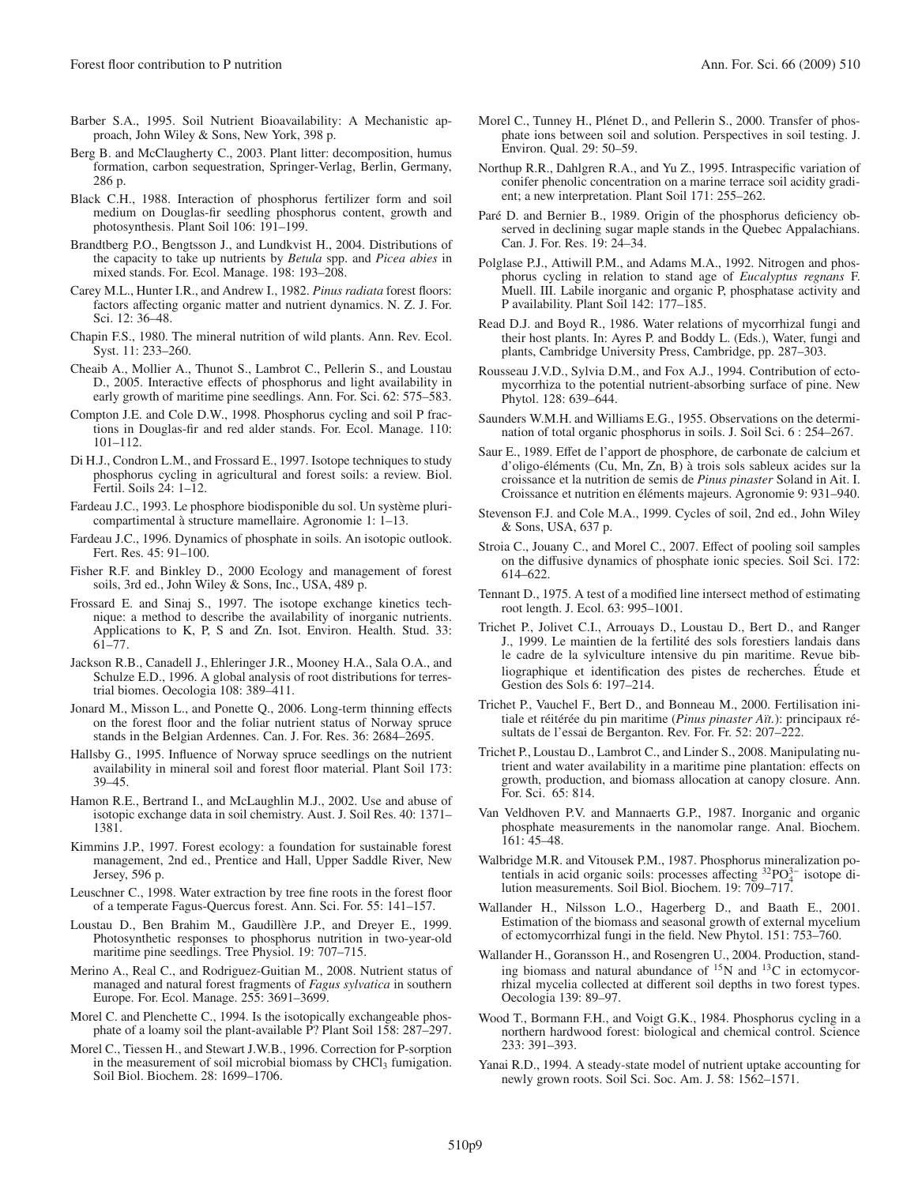Barber S.A., 1995. Soil Nutrient Bioavailability: A Mechanistic approach, John Wiley & Sons, New York, 398 p.

Berg B. and McClaugherty C., 2003. Plant litter: decomposition, humus formation, carbon sequestration, Springer-Verlag, Berlin, Germany, 286 p.

Black C.H., 1988. Interaction of phosphorus fertilizer form and soil medium on Douglas-fir seedling phosphorus content, growth and photosynthesis. Plant Soil 106: 191–199.

Brandtberg P.O., Bengtsson J., and Lundkvist H., 2004. Distributions of the capacity to take up nutrients by *Betula* spp. and *Picea abies* in mixed stands. For. Ecol. Manage. 198: 193–208.

Carey M.L., Hunter I.R., and Andrew I., 1982. *Pinus radiata* forest floors: factors affecting organic matter and nutrient dynamics. N. Z. J. For. Sci. 12: 36–48.

Chapin F.S., 1980. The mineral nutrition of wild plants. Ann. Rev. Ecol. Syst. 11: 233–260.

Cheaib A., Mollier A., Thunot S., Lambrot C., Pellerin S., and Loustau D., 2005. Interactive effects of phosphorus and light availability in early growth of maritime pine seedlings. Ann. For. Sci. 62: 575–583.

Compton J.E. and Cole D.W., 1998. Phosphorus cycling and soil P fractions in Douglas-fir and red alder stands. For. Ecol. Manage. 110: 101–112.

Di H.J., Condron L.M., and Frossard E., 1997. Isotope techniques to study phosphorus cycling in agricultural and forest soils: a review. Biol. Fertil. Soils 24: 1–12.

Fardeau J.C., 1993. Le phosphore biodisponible du sol. Un système pluricompartimental à structure mamellaire. Agronomie 1: 1–13.

Fardeau J.C., 1996. Dynamics of phosphate in soils. An isotopic outlook. Fert. Res. 45: 91–100.

Fisher R.F. and Binkley D., 2000 Ecology and management of forest soils, 3rd ed., John Wiley & Sons, Inc., USA, 489 p.

Frossard E. and Sinaj S., 1997. The isotope exchange kinetics technique: a method to describe the availability of inorganic nutrients. Applications to K, P, S and Zn. Isot. Environ. Health. Stud. 33: 61–77.

Jackson R.B., Canadell J., Ehleringer J.R., Mooney H.A., Sala O.A., and Schulze E.D., 1996. A global analysis of root distributions for terrestrial biomes. Oecologia 108: 389–411.

Jonard M., Misson L., and Ponette Q., 2006. Long-term thinning effects on the forest floor and the foliar nutrient status of Norway spruce stands in the Belgian Ardennes. Can. J. For. Res. 36: 2684–2695.

Hallsby G., 1995. Influence of Norway spruce seedlings on the nutrient availability in mineral soil and forest floor material. Plant Soil 173: 39–45.

Hamon R.E., Bertrand I., and McLaughlin M.J., 2002. Use and abuse of isotopic exchange data in soil chemistry. Aust. J. Soil Res. 40: 1371–1381.

Kimmins J.P., 1997. Forest ecology: a foundation for sustainable forest management, 2nd ed., Prentice and Hall, Upper Saddle River, New Jersey, 596 p.

Leuschner C., 1998. Water extraction by tree fine roots in the forest floor of a temperate Fagus-Quercus forest. Ann. Sci. For. 55: 141–157.

Loustau D., Ben Brahim M., Gaudillère J.P., and Dreyer E., 1999. Photosynthetic responses to phosphorus nutrition in two-year-old maritime pine seedlings. Tree Physiol. 19: 707–715.

Merino A., Real C., and Rodriguez-Guitian M., 2008. Nutrient status of managed and natural forest fragments of *Fagus sylvatica* in southern Europe. For. Ecol. Manage. 255: 3691–3699.

Morel C. and Plenchette C., 1994. Is the isotopically exchangeable phosphate of a loamy soil the plant-available P? Plant Soil 158: 287–297.

Morel C., Tiessen H., and Stewart J.W.B., 1996. Correction for P-sorption in the measurement of soil microbial biomass by $CHCl_3$ fumigation. Soil Biol. Biochem. 28: 1699–1706.

Morel C., Tunney H., Plénet D., and Pellerin S., 2000. Transfer of phosphate ions between soil and solution. Perspectives in soil testing. J. Environ. Qual. 29: 50–59.

Northup R.R., Dahlgren R.A., and Yu Z., 1995. Intraspecific variation of conifer phenolic concentration on a marine terrace soil acidity gradient; a new interpretation. Plant Soil 171: 255–262.

Paré D. and Bernier B., 1989. Origin of the phosphorus deficiency observed in declining sugar maple stands in the Quebec Appalachians. Can. J. For. Res. 19: 24–34.

Polglase P.J., Attiwill P.M., and Adams M.A., 1992. Nitrogen and phosphorus cycling in relation to stand age of *Eucalyptus regnans* F. Muell. III. Labile inorganic and organic P, phosphatase activity and P availability. Plant Soil 142: 177–185.

Read D.J. and Boyd R., 1986. Water relations of mycorrhizal fungi and their host plants. In: Ayres P. and Boddy L. (Eds.), Water, fungi and plants, Cambridge University Press, Cambridge, pp. 287–303.

Rousseau J.V.D., Sylvia D.M., and Fox A.J., 1994. Contribution of ectomycorrhiza to the potential nutrient-absorbing surface of pine. New Phytol. 128: 639–644.

Saunders W.M.H. and Williams E.G., 1955. Observations on the determination of total organic phosphorus in soils. J. Soil Sci. 6 : 254–267.

Saur E., 1989. Effet de l'apport de phosphore, de carbonate de calcium et d'oligo-éléments (Cu, Mn, Zn, B) à trois sols sableux acides sur la croissance et la nutrition de semis de *Pinus pinaster* Soland in Ait. I. Croissance et nutrition en éléments majeurs. Agronomie 9: 931–940.

Stevenson F.J. and Cole M.A., 1999. Cycles of soil, 2nd ed., John Wiley & Sons, USA, 637 p.

Stroia C., Jouany C., and Morel C., 2007. Effect of pooling soil samples on the diffusive dynamics of phosphate ionic species. Soil Sci. 172: 614–622.

Tennant D., 1975. A test of a modified line intersect method of estimating root length. J. Ecol. 63: 995–1001.

Trichet P., Jolivet C.I., Arrouays D., Loustau D., Bert D., and Ranger J., 1999. Le maintien de la fertilité des sols forestiers landais dans le cadre de la sylviculture intensive du pin maritime. Revue bibliographique et identification des pistes de recherches. Étude et Gestion des Sols 6: 197–214.

Trichet P., Vauchel F., Bert D., and Bonneau M., 2000. Fertilisation initiale et réitérée du pin maritime (*Pinus pinaster Aït.*): principaux résultats de l'essai de Berganton. Rev. For. Fr. 52: 207–222.

Trichet P., Loustau D., Lambrot C., and Linder S., 2008. Manipulating nutrient and water availability in a maritime pine plantation: effects on growth, production, and biomass allocation at canopy closure. Ann. For. Sci. 65: 814.

Van Veldhoven P.V. and Mannaerts G.P., 1987. Inorganic and organic phosphate measurements in the nanomolar range. Anal. Biochem. 161: 45–48.

Walbridge M.R. and Vitousek P.M., 1987. Phosphorus mineralization potentials in acid organic soils: processes affecting $^{32}PO_4^{3-}$ isotope dilution measurements. Soil Biol. Biochem. 19: 709–717.

Wallander H., Nilsson L.O., Hagerberg D., and Baath E., 2001. Estimation of the biomass and seasonal growth of external mycelium of ectomycorrhizal fungi in the field. New Phytol. 151: 753–760.

Wallander H., Goransson H., and Rosengren U., 2004. Production, standing biomass and natural abundance of $^{15}N$ and $^{13}C$ in ectomycorrhizal mycelia collected at different soil depths in two forest types. Oecologia 139: 89–97.

Wood T., Bormann F.H., and Voigt G.K., 1984. Phosphorus cycling in a northern hardwood forest: biological and chemical control. Science 233: 391–393.

Yanai R.D., 1994. A steady-state model of nutrient uptake accounting for newly grown roots. Soil Sci. Soc. Am. J. 58: 1562–1571.